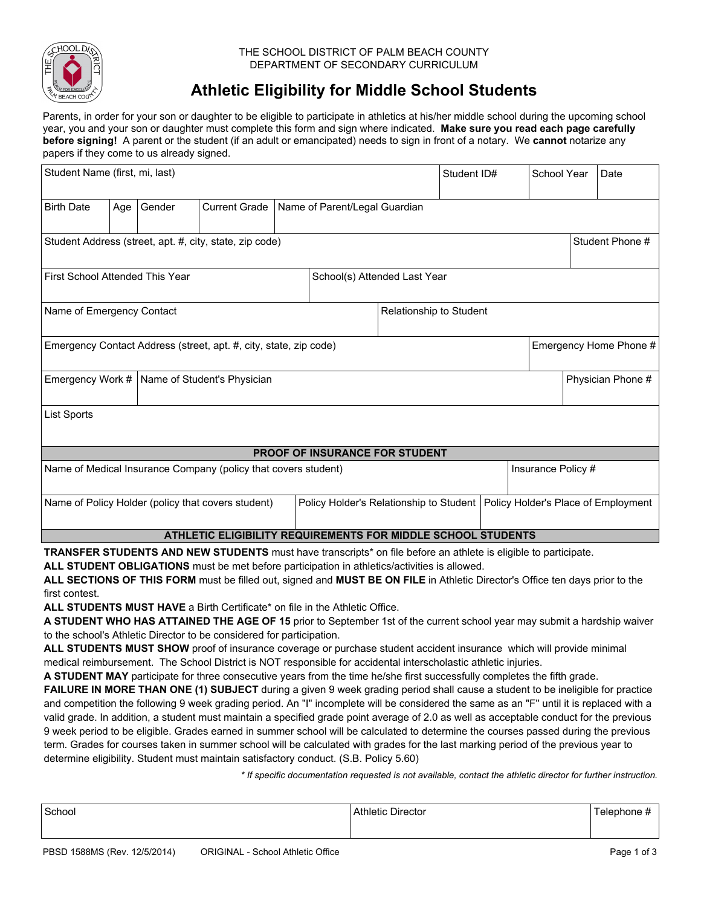THE SCHOOL DISTRICT OF PALM BEACH COUNTY
DEPARTMENT OF SECONDARY CURRICULUM

# Athletic Eligibility for Middle School Students

Parents, in order for your son or daughter to be eligible to participate in athletics at his/her middle school during the upcoming school year, you and your son or daughter must complete this form and sign where indicated. **Make sure you read each page carefully before signing!** A parent or the student (if an adult or emancipated) needs to sign in front of a notary. We **cannot** notarize any papers if they come to us already signed.

| Student Name (first, mi, last) | Student ID# | School Year | Date |
|---|---|---|---|
| | | | |

| Birth Date | Age | Gender | Current Grade | Name of Parent/Legal Guardian |
|---|---|---|---|---|
| | | | | |

| Student Address (street, apt. #, city, state, zip code) | Student Phone # |
|---|---|
| | |

| First School Attended This Year | School(s) Attended Last Year |
|---|---|
| | |

| Name of Emergency Contact | Relationship to Student |
|---|---|
| | |

| Emergency Contact Address (street, apt. #, city, state, zip code) | Emergency Home Phone # |
|---|---|
| | |

| Emergency Work # | Name of Student's Physician | Physician Phone # |
|---|---|---|
| | | |

| List Sports |
|---|
| |

## PROOF OF INSURANCE FOR STUDENT

| Name of Medical Insurance Company (policy that covers student) | Insurance Policy # |
|---|---|
| | |

| Name of Policy Holder (policy that covers student) | Policy Holder's Relationship to Student | Policy Holder's Place of Employment |
|---|---|---|
| | | |

## ATHLETIC ELIGIBILITY REQUIREMENTS FOR MIDDLE SCHOOL STUDENTS

**TRANSFER STUDENTS AND NEW STUDENTS** must have transcripts* on file before an athlete is eligible to participate.

**ALL STUDENT OBLIGATIONS** must be met before participation in athletics/activities is allowed.

**ALL SECTIONS OF THIS FORM** must be filled out, signed and **MUST BE ON FILE** in Athletic Director's Office ten days prior to the first contest.

**ALL STUDENTS MUST HAVE** a Birth Certificate* on file in the Athletic Office.

**A STUDENT WHO HAS ATTAINED THE AGE OF 15** prior to September 1st of the current school year may submit a hardship waiver to the school's Athletic Director to be considered for participation.

**ALL STUDENTS MUST SHOW** proof of insurance coverage or purchase student accident insurance which will provide minimal medical reimbursement. The School District is NOT responsible for accidental interscholastic athletic injuries.

**A STUDENT MAY** participate for three consecutive years from the time he/she first successfully completes the fifth grade.

**FAILURE IN MORE THAN ONE (1) SUBJECT** during a given 9 week grading period shall cause a student to be ineligible for practice and competition the following 9 week grading period. An "I" incomplete will be considered the same as an "F" until it is replaced with a valid grade. In addition, a student must maintain a specified grade point average of 2.0 as well as acceptable conduct for the previous 9 week period to be eligible. Grades earned in summer school will be calculated to determine the courses passed during the previous term. Grades for courses taken in summer school will be calculated with grades for the last marking period of the previous year to determine eligibility. Student must maintain satisfactory conduct. (S.B. Policy 5.60)

*\* If specific documentation requested is not available, contact the athletic director for further instruction.*

| School | Athletic Director | Telephone # |
|---|---|---|
| | | |

PBSD 1588MS (Rev. 12/5/2014) ORIGINAL - School Athletic Office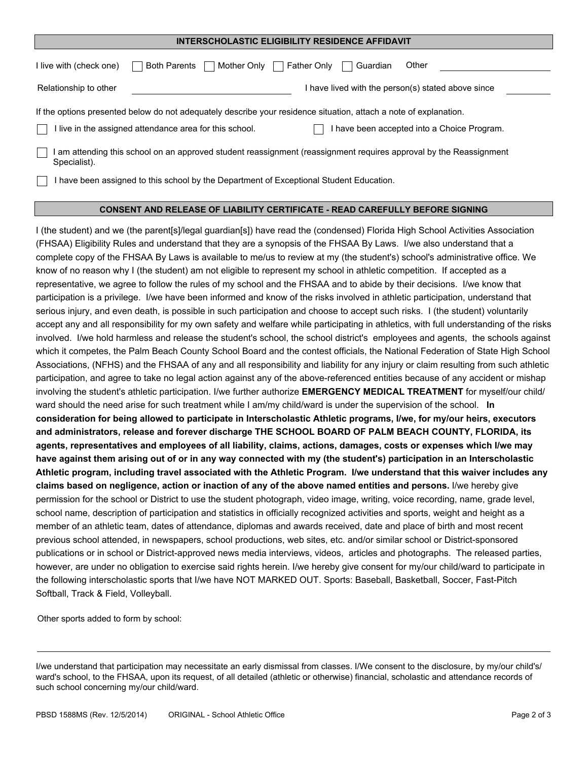## INTERSCHOLASTIC ELIGIBILITY RESIDENCE AFFIDAVIT

I live with (check one) ☐ Both Parents ☐ Mother Only ☐ Father Only ☐ Guardian Other \_\_\_\_\_\_\_\_\_\_\_\_\_\_\_\_

Relationship to other \_\_\_\_\_\_\_\_\_\_\_\_\_\_\_\_\_\_\_\_ I have lived with the person(s) stated above since \_\_\_\_\_\_\_\_

If the options presented below do not adequately describe your residence situation, attach a note of explanation.

☐ I live in the assigned attendance area for this school.

☐ I have been accepted into a Choice Program.

☐ I am attending this school on an approved student reassignment (reassignment requires approval by the Reassignment Specialist).

☐ I have been assigned to this school by the Department of Exceptional Student Education.

## CONSENT AND RELEASE OF LIABILITY CERTIFICATE - READ CAREFULLY BEFORE SIGNING

I (the student) and we (the parent[s]/legal guardian[s]) have read the (condensed) Florida High School Activities Association (FHSAA) Eligibility Rules and understand that they are a synopsis of the FHSAA By Laws. I/we also understand that a complete copy of the FHSAA By Laws is available to me/us to review at my (the student's) school's administrative office. We know of no reason why I (the student) am not eligible to represent my school in athletic competition. If accepted as a representative, we agree to follow the rules of my school and the FHSAA and to abide by their decisions. I/we know that participation is a privilege. I/we have been informed and know of the risks involved in athletic participation, understand that serious injury, and even death, is possible in such participation and choose to accept such risks. I (the student) voluntarily accept any and all responsibility for my own safety and welfare while participating in athletics, with full understanding of the risks involved. I/we hold harmless and release the student's school, the school district's employees and agents, the schools against which it competes, the Palm Beach County School Board and the contest officials, the National Federation of State High School Associations, (NFHS) and the FHSAA of any and all responsibility and liability for any injury or claim resulting from such athletic participation, and agree to take no legal action against any of the above-referenced entities because of any accident or mishap involving the student's athletic participation. I/we further authorize **EMERGENCY MEDICAL TREATMENT** for myself/our child/ward should the need arise for such treatment while I am/my child/ward is under the supervision of the school. **In consideration for being allowed to participate in Interscholastic Athletic programs, I/we, for my/our heirs, executors and administrators, release and forever discharge THE SCHOOL BOARD OF PALM BEACH COUNTY, FLORIDA, its agents, representatives and employees of all liability, claims, actions, damages, costs or expenses which I/we may have against them arising out of or in any way connected with my (the student's) participation in an Interscholastic Athletic program, including travel associated with the Athletic Program. I/we understand that this waiver includes any claims based on negligence, action or inaction of any of the above named entities and persons.** I/we hereby give permission for the school or District to use the student photograph, video image, writing, voice recording, name, grade level, school name, description of participation and statistics in officially recognized activities and sports, weight and height as a member of an athletic team, dates of attendance, diplomas and awards received, date and place of birth and most recent previous school attended, in newspapers, school productions, web sites, etc. and/or similar school or District-sponsored publications or in school or District-approved news media interviews, videos, articles and photographs. The released parties, however, are under no obligation to exercise said rights herein. I/we hereby give consent for my/our child/ward to participate in the following interscholastic sports that I/we have NOT MARKED OUT. Sports: Baseball, Basketball, Soccer, Fast-Pitch Softball, Track & Field, Volleyball.

Other sports added to form by school:

\_\_\_\_\_\_\_\_\_\_\_\_\_\_\_\_\_\_\_\_\_\_\_\_\_\_\_\_\_\_\_\_\_\_\_\_\_\_\_\_\_\_\_\_\_\_\_\_

I/we understand that participation may necessitate an early dismissal from classes. I/We consent to the disclosure, by my/our child's/ward's school, to the FHSAA, upon its request, of all detailed (athletic or otherwise) financial, scholastic and attendance records of such school concerning my/our child/ward.

PBSD 1588MS (Rev. 12/5/2014) ORIGINAL - School Athletic Office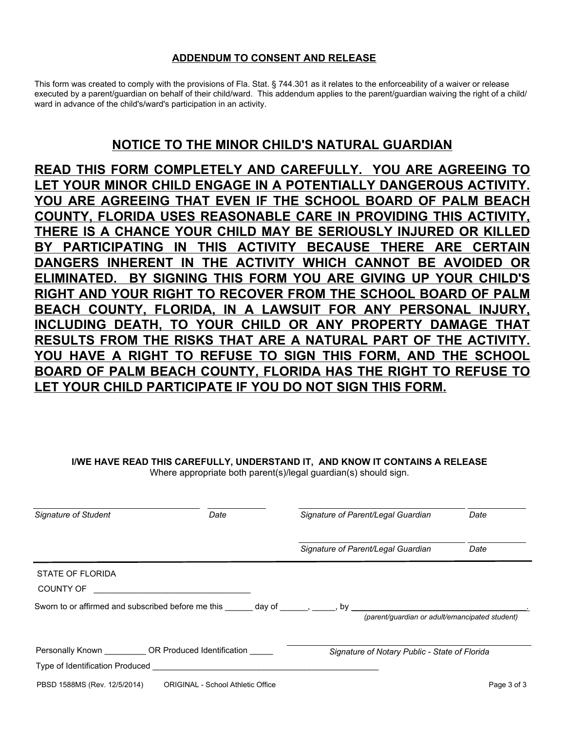## ADDENDUM TO CONSENT AND RELEASE

This form was created to comply with the provisions of Fla. Stat. § 744.301 as it relates to the enforceability of a waiver or release executed by a parent/guardian on behalf of their child/ward. This addendum applies to the parent/guardian waiving the right of a child/ward in advance of the child's/ward's participation in an activity.

## NOTICE TO THE MINOR CHILD'S NATURAL GUARDIAN

**READ THIS FORM COMPLETELY AND CAREFULLY. YOU ARE AGREEING TO LET YOUR MINOR CHILD ENGAGE IN A POTENTIALLY DANGEROUS ACTIVITY. YOU ARE AGREEING THAT EVEN IF THE SCHOOL BOARD OF PALM BEACH COUNTY, FLORIDA USES REASONABLE CARE IN PROVIDING THIS ACTIVITY, THERE IS A CHANCE YOUR CHILD MAY BE SERIOUSLY INJURED OR KILLED BY PARTICIPATING IN THIS ACTIVITY BECAUSE THERE ARE CERTAIN DANGERS INHERENT IN THE ACTIVITY WHICH CANNOT BE AVOIDED OR ELIMINATED. BY SIGNING THIS FORM YOU ARE GIVING UP YOUR CHILD'S RIGHT AND YOUR RIGHT TO RECOVER FROM THE SCHOOL BOARD OF PALM BEACH COUNTY, FLORIDA, IN A LAWSUIT FOR ANY PERSONAL INJURY, INCLUDING DEATH, TO YOUR CHILD OR ANY PROPERTY DAMAGE THAT RESULTS FROM THE RISKS THAT ARE A NATURAL PART OF THE ACTIVITY. YOU HAVE A RIGHT TO REFUSE TO SIGN THIS FORM, AND THE SCHOOL BOARD OF PALM BEACH COUNTY, FLORIDA HAS THE RIGHT TO REFUSE TO LET YOUR CHILD PARTICIPATE IF YOU DO NOT SIGN THIS FORM.**

**I/WE HAVE READ THIS CAREFULLY, UNDERSTAND IT, AND KNOW IT CONTAINS A RELEASE**
Where appropriate both parent(s)/legal guardian(s) should sign.

______________________________ ________
*Signature of Student* *Date*

______________________________ ________
*Signature of Parent/Legal Guardian* *Date*

______________________________ ________
*Signature of Parent/Legal Guardian* *Date*

STATE OF FLORIDA
COUNTY OF ______________________________

Sworn to or affirmed and subscribed before me this ______ day of ______, _____, by ______________________________.
*(parent/guardian or adult/emancipated student)*

Personally Known _________ OR Produced Identification _____

______________________________
*Signature of Notary Public - State of Florida*

Type of Identification Produced ______________________________

PBSD 1588MS (Rev. 12/5/2014) ORIGINAL - School Athletic Office